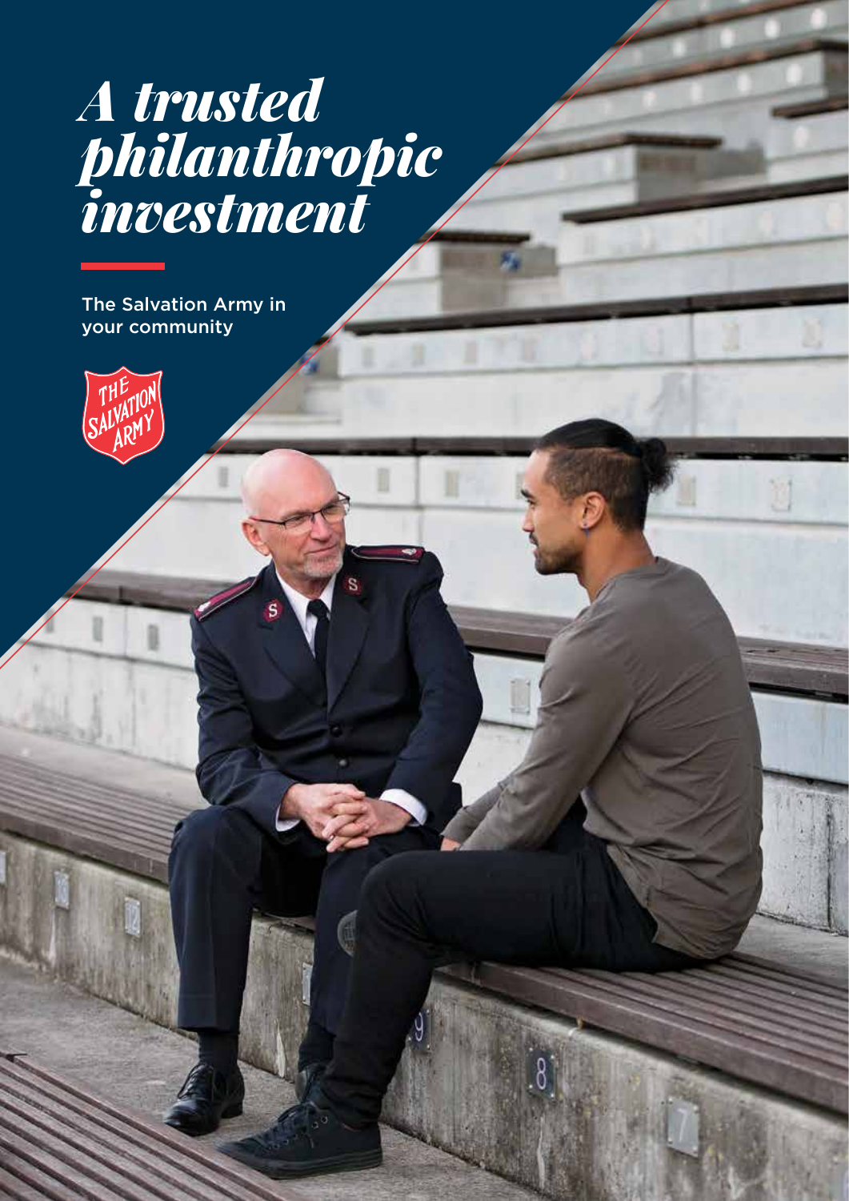# *A trusted philanthropic investment*

The Salvation Army in your community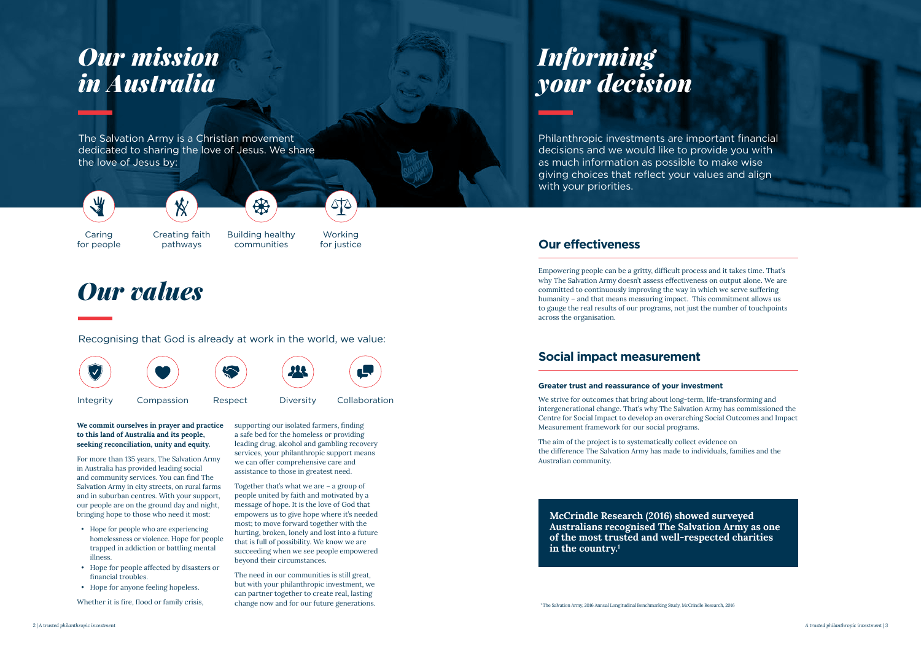# Our mission in Australia

The Salvation Army is a Christian movement dedicated to sharing the love of Jesus. We share the love of Jesus by:

- Caring for people
- Creating faith pathways
- Building healthy communities
- Working for justice

# Our values

Recognising that God is already at work in the world, we value:

- Integrity
- Compassion
- Respect
- Diversity
- Collaboration

**We commit ourselves in prayer and practice to this land of Australia and its people, seeking reconciliation, unity and equity.**

For more than 135 years, The Salvation Army in Australia has provided leading social and community services. You can find The Salvation Army in city streets, on rural farms and in suburban centres. With your support, our people are on the ground day and night, bringing hope to those who need it most:

- Hope for people who are experiencing homelessness or violence. Hope for people trapped in addiction or battling mental illness.
- Hope for people affected by disasters or financial troubles.
- Hope for anyone feeling hopeless.

Whether it is fire, flood or family crisis, supporting our isolated farmers, finding a safe bed for the homeless or providing leading drug, alcohol and gambling recovery services, your philanthropic support means we can offer comprehensive care and assistance to those in greatest need.

Together that's what we are – a group of people united by faith and motivated by a message of hope. It is the love of God that empowers us to give hope where it's needed most; to move forward together with the hurting, broken, lonely and lost into a future that is full of possibility. We know we are succeeding when we see people empowered beyond their circumstances.

The need in our communities is still great, but with your philanthropic investment, we can partner together to create real, lasting change now and for our future generations.

# Informing your decision

Philanthropic investments are important financial decisions and we would like to provide you with as much information as possible to make wise giving choices that reflect your values and align with your priorities.

## Our effectiveness

Empowering people can be a gritty, difficult process and it takes time. That's why The Salvation Army doesn't assess effectiveness on output alone. We are committed to continuously improving the way in which we serve suffering humanity – and that means measuring impact. This commitment allows us to gauge the real results of our programs, not just the number of touchpoints across the organisation.

## Social impact measurement

#### Greater trust and reassurance of your investment

We strive for outcomes that bring about long-term, life-transforming and intergenerational change. That's why The Salvation Army has commissioned the Centre for Social Impact to develop an overarching Social Outcomes and Impact Measurement framework for our social programs.

The aim of the project is to systematically collect evidence on the difference The Salvation Army has made to individuals, families and the Australian community.

**McCrindle Research (2016) showed surveyed Australians recognised The Salvation Army as one of the most trusted and well-respected charities in the country.[1]**

[1] The Salvation Army, 2016 Annual Longitudinal Benchmarking Study, McCrindle Research, 2016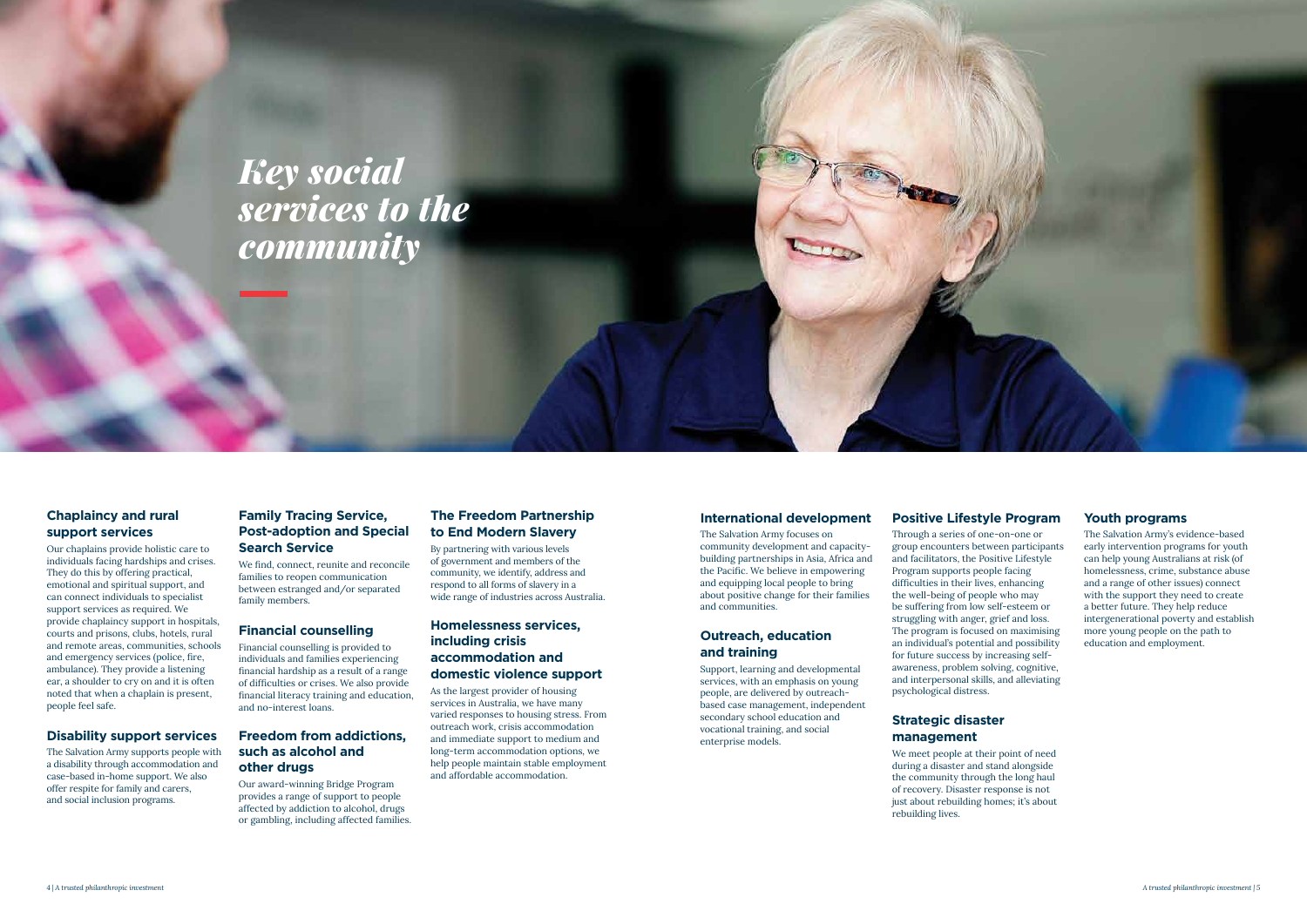# *Key social services to the community*

## Chaplaincy and rural support services

Our chaplains provide holistic care to individuals facing hardships and crises. They do this by offering practical, emotional and spiritual support, and can connect individuals to specialist support services as required. We provide chaplaincy support in hospitals, courts and prisons, clubs, hotels, rural and remote areas, communities, schools and emergency services (police, fire, ambulance). They provide a listening ear, a shoulder to cry on and it is often noted that when a chaplain is present, people feel safe.

## Disability support services

The Salvation Army supports people with a disability through accommodation and case-based in-home support. We also offer respite for family and carers, and social inclusion programs.

## Family Tracing Service, Post-adoption and Special Search Service

We find, connect, reunite and reconcile families to reopen communication between estranged and/or separated family members.

## Financial counselling

Financial counselling is provided to individuals and families experiencing financial hardship as a result of a range of difficulties or crises. We also provide financial literacy training and education, and no-interest loans.

## Freedom from addictions, such as alcohol and other drugs

Our award-winning Bridge Program provides a range of support to people affected by addiction to alcohol, drugs or gambling, including affected families.

## The Freedom Partnership to End Modern Slavery

By partnering with various levels of government and members of the community, we identify, address and respond to all forms of slavery in a wide range of industries across Australia.

## Homelessness services, including crisis accommodation and domestic violence support

As the largest provider of housing services in Australia, we have many varied responses to housing stress. From outreach work, crisis accommodation and immediate support to medium and long-term accommodation options, we help people maintain stable employment and affordable accommodation.

## International development

The Salvation Army focuses on community development and capacity-building partnerships in Asia, Africa and the Pacific. We believe in empowering and equipping local people to bring about positive change for their families and communities.

## Outreach, education and training

Support, learning and developmental services, with an emphasis on young people, are delivered by outreach-based case management, independent secondary school education and vocational training, and social enterprise models.

## Positive Lifestyle Program

Through a series of one-on-one or group encounters between participants and facilitators, the Positive Lifestyle Program supports people facing difficulties in their lives, enhancing the well-being of people who may be suffering from low self-esteem or struggling with anger, grief and loss. The program is focused on maximising an individual's potential and possibility for future success by increasing self-awareness, problem solving, cognitive, and interpersonal skills, and alleviating psychological distress.

## Strategic disaster management

We meet people at their point of need during a disaster and stand alongside the community through the long haul of recovery. Disaster response is not just about rebuilding homes; it's about rebuilding lives.

## Youth programs

The Salvation Army's evidence-based early intervention programs for youth can help young Australians at risk (of homelessness, crime, substance abuse and a range of other issues) connect with the support they need to create a better future. They help reduce intergenerational poverty and establish more young people on the path to education and employment.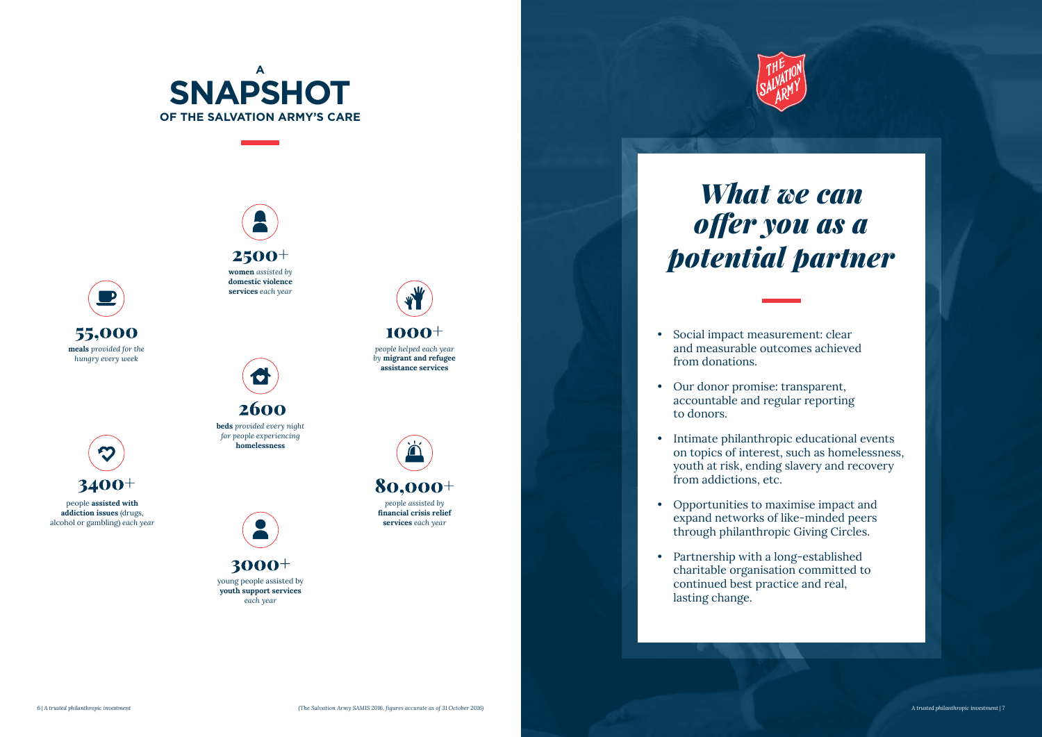# A SNAPSHOT OF THE SALVATION ARMY'S CARE

**2500+**
**women** *assisted by* **domestic violence services** *each year*

**55,000**
**meals** *provided for the hungry every week*

**1000+**
*people helped each year by* **migrant and refugee assistance services**

**2600**
**beds** *provided every night for people experiencing* **homelessness**

**3400+**
people **assisted with addiction issues** (drugs, alcohol or gambling) *each year*

**80,000+**
*people assisted by* **financial crisis relief services** *each year*

**3000+**
young people assisted by **youth support services** *each year*

*(The Salvation Army SAMIS 2016, figures accurate as of 31 October 2016)*

# *What we can offer you as a potential partner*

- Social impact measurement: clear and measurable outcomes achieved from donations.
- Our donor promise: transparent, accountable and regular reporting to donors.
- Intimate philanthropic educational events on topics of interest, such as homelessness, youth at risk, ending slavery and recovery from addictions, etc.
- Opportunities to maximise impact and expand networks of like-minded peers through philanthropic Giving Circles.
- Partnership with a long-established charitable organisation committed to continued best practice and real, lasting change.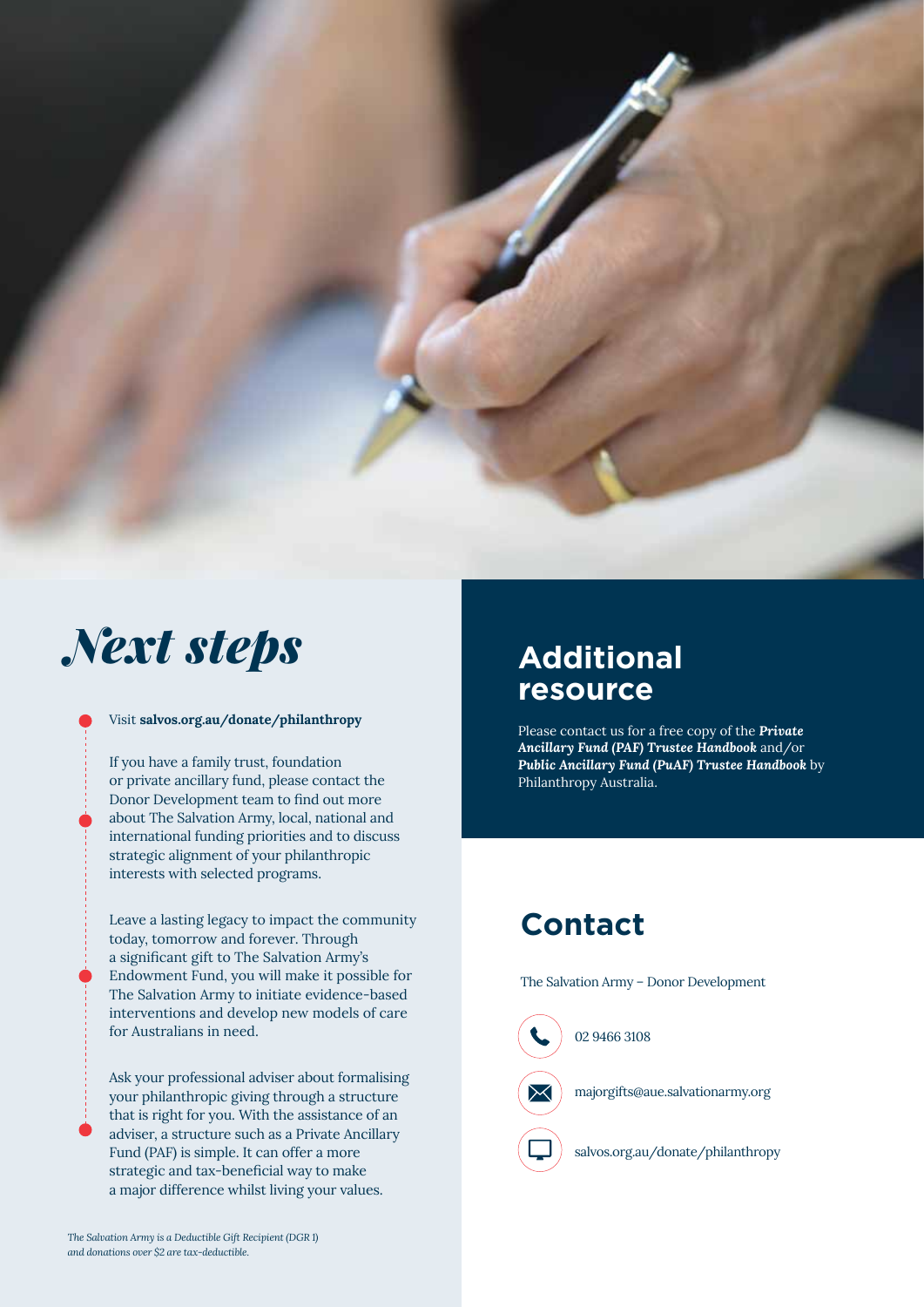# *Next steps*

- Visit **salvos.org.au/donate/philanthropy**

- If you have a family trust, foundation or private ancillary fund, please contact the Donor Development team to find out more about The Salvation Army, local, national and international funding priorities and to discuss strategic alignment of your philanthropic interests with selected programs.

- Leave a lasting legacy to impact the community today, tomorrow and forever. Through a significant gift to The Salvation Army's Endowment Fund, you will make it possible for The Salvation Army to initiate evidence-based interventions and develop new models of care for Australians in need.

- Ask your professional adviser about formalising your philanthropic giving through a structure that is right for you. With the assistance of an adviser, a structure such as a Private Ancillary Fund (PAF) is simple. It can offer a more strategic and tax-beneficial way to make a major difference whilst living your values.

*The Salvation Army is a Deductible Gift Recipient (DGR 1) and donations over $2 are tax-deductible.*

## Additional resource

Please contact us for a free copy of the ***Private Ancillary Fund (PAF) Trustee Handbook*** and/or ***Public Ancillary Fund (PuAF) Trustee Handbook*** by Philanthropy Australia.

## Contact

The Salvation Army – Donor Development

02 9466 3108

majorgifts@aue.salvationarmy.org

salvos.org.au/donate/philanthropy